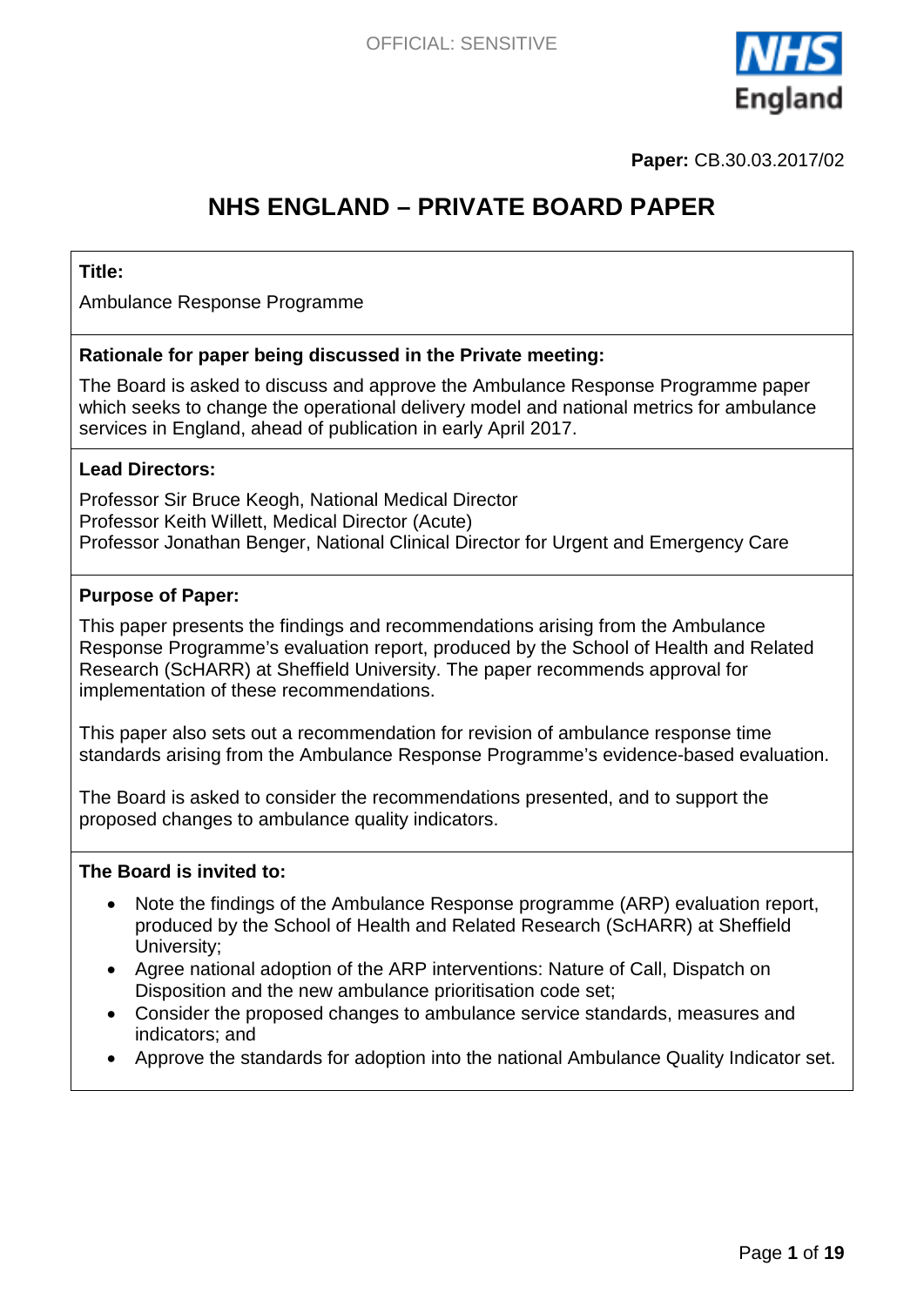OFFICIAL: SENSITIVE

**Paper:** CB.30.03.2017/02

# NHS ENGLAND – PRIVATE BOARD PAPER

**Title:**

Ambulance Response Programme

**Rationale for paper being discussed in the Private meeting:**

The Board is asked to discuss and approve the Ambulance Response Programme paper which seeks to change the operational delivery model and national metrics for ambulance services in England, ahead of publication in early April 2017.

**Lead Directors:**

Professor Sir Bruce Keogh, National Medical Director
Professor Keith Willett, Medical Director (Acute)
Professor Jonathan Benger, National Clinical Director for Urgent and Emergency Care

**Purpose of Paper:**

This paper presents the findings and recommendations arising from the Ambulance Response Programme's evaluation report, produced by the School of Health and Related Research (ScHARR) at Sheffield University. The paper recommends approval for implementation of these recommendations.

This paper also sets out a recommendation for revision of ambulance response time standards arising from the Ambulance Response Programme's evidence-based evaluation.

The Board is asked to consider the recommendations presented, and to support the proposed changes to ambulance quality indicators.

**The Board is invited to:**

- Note the findings of the Ambulance Response programme (ARP) evaluation report, produced by the School of Health and Related Research (ScHARR) at Sheffield University;
- Agree national adoption of the ARP interventions: Nature of Call, Dispatch on Disposition and the new ambulance prioritisation code set;
- Consider the proposed changes to ambulance service standards, measures and indicators; and
- Approve the standards for adoption into the national Ambulance Quality Indicator set.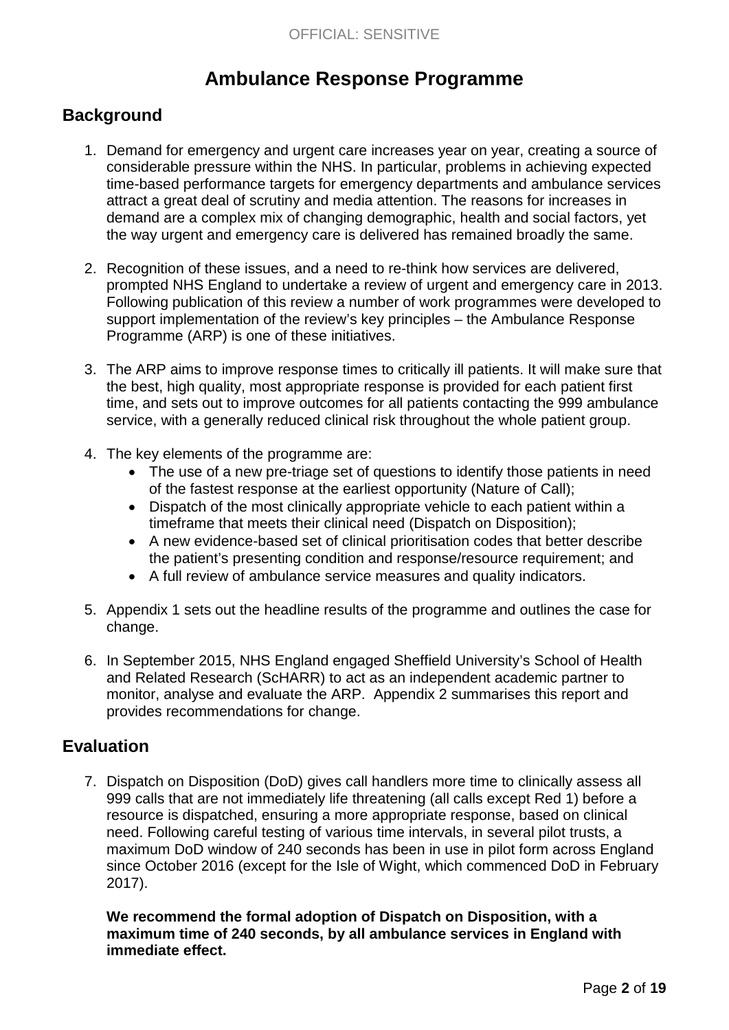# Ambulance Response Programme

## Background

1. Demand for emergency and urgent care increases year on year, creating a source of considerable pressure within the NHS. In particular, problems in achieving expected time-based performance targets for emergency departments and ambulance services attract a great deal of scrutiny and media attention. The reasons for increases in demand are a complex mix of changing demographic, health and social factors, yet the way urgent and emergency care is delivered has remained broadly the same.

2. Recognition of these issues, and a need to re-think how services are delivered, prompted NHS England to undertake a review of urgent and emergency care in 2013. Following publication of this review a number of work programmes were developed to support implementation of the review's key principles – the Ambulance Response Programme (ARP) is one of these initiatives.

3. The ARP aims to improve response times to critically ill patients. It will make sure that the best, high quality, most appropriate response is provided for each patient first time, and sets out to improve outcomes for all patients contacting the 999 ambulance service, with a generally reduced clinical risk throughout the whole patient group.

4. The key elements of the programme are:
   - The use of a new pre-triage set of questions to identify those patients in need of the fastest response at the earliest opportunity (Nature of Call);
   - Dispatch of the most clinically appropriate vehicle to each patient within a timeframe that meets their clinical need (Dispatch on Disposition);
   - A new evidence-based set of clinical prioritisation codes that better describe the patient's presenting condition and response/resource requirement; and
   - A full review of ambulance service measures and quality indicators.

5. Appendix 1 sets out the headline results of the programme and outlines the case for change.

6. In September 2015, NHS England engaged Sheffield University's School of Health and Related Research (ScHARR) to act as an independent academic partner to monitor, analyse and evaluate the ARP. Appendix 2 summarises this report and provides recommendations for change.

## Evaluation

7. Dispatch on Disposition (DoD) gives call handlers more time to clinically assess all 999 calls that are not immediately life threatening (all calls except Red 1) before a resource is dispatched, ensuring a more appropriate response, based on clinical need. Following careful testing of various time intervals, in several pilot trusts, a maximum DoD window of 240 seconds has been in use in pilot form across England since October 2016 (except for the Isle of Wight, which commenced DoD in February 2017).

   **We recommend the formal adoption of Dispatch on Disposition, with a maximum time of 240 seconds, by all ambulance services in England with immediate effect.**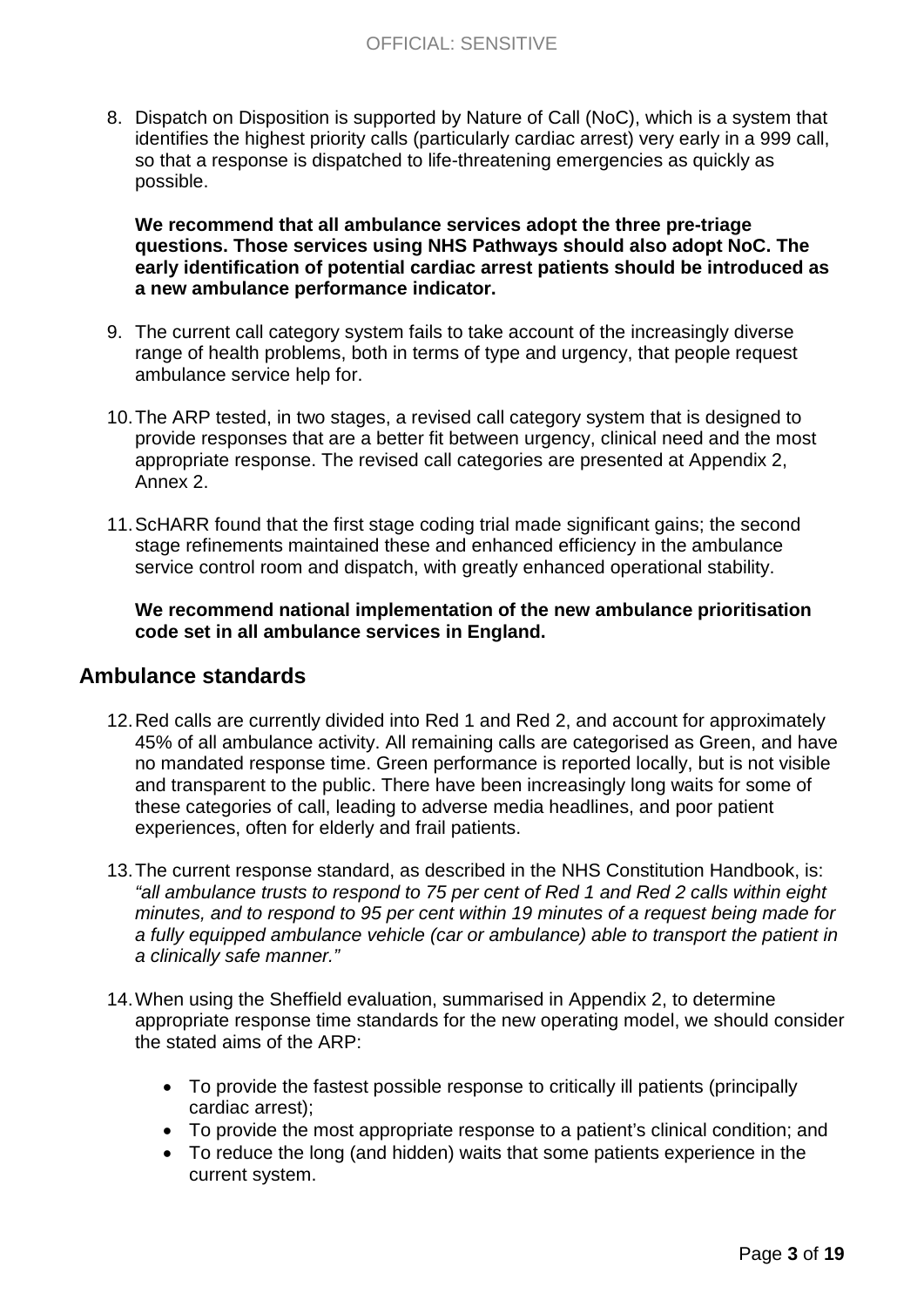8. Dispatch on Disposition is supported by Nature of Call (NoC), which is a system that identifies the highest priority calls (particularly cardiac arrest) very early in a 999 call, so that a response is dispatched to life-threatening emergencies as quickly as possible.

   **We recommend that all ambulance services adopt the three pre-triage questions. Those services using NHS Pathways should also adopt NoC. The early identification of potential cardiac arrest patients should be introduced as a new ambulance performance indicator.**

9. The current call category system fails to take account of the increasingly diverse range of health problems, both in terms of type and urgency, that people request ambulance service help for.

10. The ARP tested, in two stages, a revised call category system that is designed to provide responses that are a better fit between urgency, clinical need and the most appropriate response. The revised call categories are presented at Appendix 2, Annex 2.

11. ScHARR found that the first stage coding trial made significant gains; the second stage refinements maintained these and enhanced efficiency in the ambulance service control room and dispatch, with greatly enhanced operational stability.

    **We recommend national implementation of the new ambulance prioritisation code set in all ambulance services in England.**

## Ambulance standards

12. Red calls are currently divided into Red 1 and Red 2, and account for approximately 45% of all ambulance activity. All remaining calls are categorised as Green, and have no mandated response time. Green performance is reported locally, but is not visible and transparent to the public. There have been increasingly long waits for some of these categories of call, leading to adverse media headlines, and poor patient experiences, often for elderly and frail patients.

13. The current response standard, as described in the NHS Constitution Handbook, is: *"all ambulance trusts to respond to 75 per cent of Red 1 and Red 2 calls within eight minutes, and to respond to 95 per cent within 19 minutes of a request being made for a fully equipped ambulance vehicle (car or ambulance) able to transport the patient in a clinically safe manner."*

14. When using the Sheffield evaluation, summarised in Appendix 2, to determine appropriate response time standards for the new operating model, we should consider the stated aims of the ARP:

    - To provide the fastest possible response to critically ill patients (principally cardiac arrest);
    - To provide the most appropriate response to a patient's clinical condition; and
    - To reduce the long (and hidden) waits that some patients experience in the current system.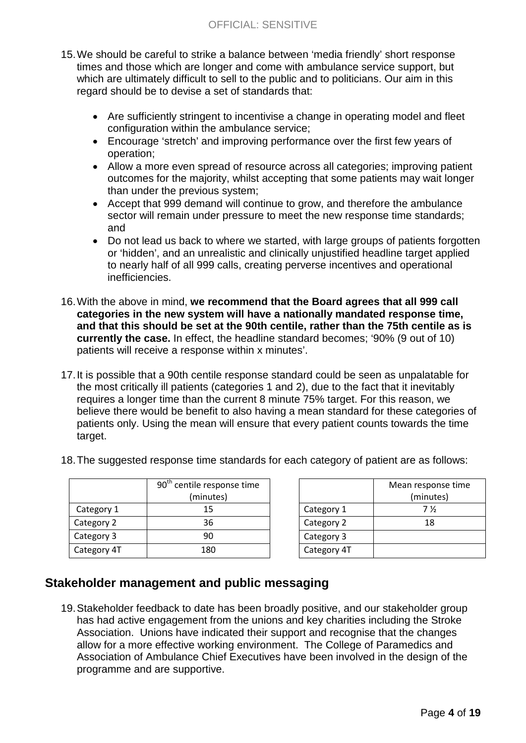15. We should be careful to strike a balance between 'media friendly' short response times and those which are longer and come with ambulance service support, but which are ultimately difficult to sell to the public and to politicians. Our aim in this regard should be to devise a set of standards that:

    - Are sufficiently stringent to incentivise a change in operating model and fleet configuration within the ambulance service;
    - Encourage 'stretch' and improving performance over the first few years of operation;
    - Allow a more even spread of resource across all categories; improving patient outcomes for the majority, whilst accepting that some patients may wait longer than under the previous system;
    - Accept that 999 demand will continue to grow, and therefore the ambulance sector will remain under pressure to meet the new response time standards; and
    - Do not lead us back to where we started, with large groups of patients forgotten or 'hidden', and an unrealistic and clinically unjustified headline target applied to nearly half of all 999 calls, creating perverse incentives and operational inefficiencies.

16. With the above in mind, **we recommend that the Board agrees that all 999 call categories in the new system will have a nationally mandated response time, and that this should be set at the 90th centile, rather than the 75th centile as is currently the case.** In effect, the headline standard becomes; '90% (9 out of 10) patients will receive a response within x minutes'.

17. It is possible that a 90th centile response standard could be seen as unpalatable for the most critically ill patients (categories 1 and 2), due to the fact that it inevitably requires a longer time than the current 8 minute 75% target. For this reason, we believe there would be benefit to also having a mean standard for these categories of patients only. Using the mean will ensure that every patient counts towards the time target.

18. The suggested response time standards for each category of patient are as follows:

| | 90th centile response time (minutes) |
|---|---|
| Category 1 | 15 |
| Category 2 | 36 |
| Category 3 | 90 |
| Category 4T | 180 |

| | Mean response time (minutes) |
|---|---|
| Category 1 | 7 ½ |
| Category 2 | 18 |
| Category 3 | |
| Category 4T | |

## Stakeholder management and public messaging

19. Stakeholder feedback to date has been broadly positive, and our stakeholder group has had active engagement from the unions and key charities including the Stroke Association. Unions have indicated their support and recognise that the changes allow for a more effective working environment. The College of Paramedics and Association of Ambulance Chief Executives have been involved in the design of the programme and are supportive.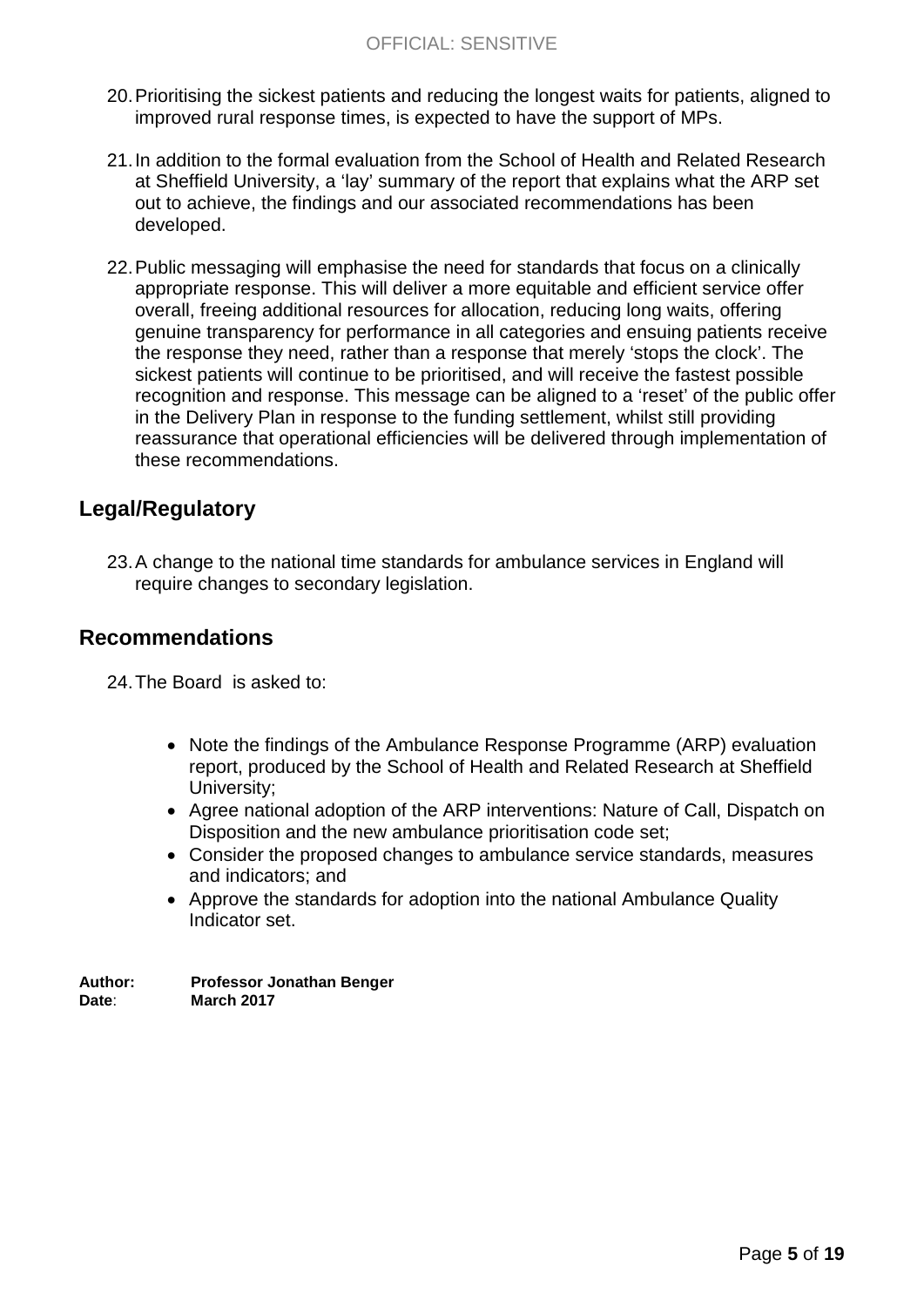20. Prioritising the sickest patients and reducing the longest waits for patients, aligned to improved rural response times, is expected to have the support of MPs.

21. In addition to the formal evaluation from the School of Health and Related Research at Sheffield University, a 'lay' summary of the report that explains what the ARP set out to achieve, the findings and our associated recommendations has been developed.

22. Public messaging will emphasise the need for standards that focus on a clinically appropriate response. This will deliver a more equitable and efficient service offer overall, freeing additional resources for allocation, reducing long waits, offering genuine transparency for performance in all categories and ensuing patients receive the response they need, rather than a response that merely 'stops the clock'. The sickest patients will continue to be prioritised, and will receive the fastest possible recognition and response. This message can be aligned to a 'reset' of the public offer in the Delivery Plan in response to the funding settlement, whilst still providing reassurance that operational efficiencies will be delivered through implementation of these recommendations.

## Legal/Regulatory

23. A change to the national time standards for ambulance services in England will require changes to secondary legislation.

## Recommendations

24. The Board is asked to:

- Note the findings of the Ambulance Response Programme (ARP) evaluation report, produced by the School of Health and Related Research at Sheffield University;
- Agree national adoption of the ARP interventions: Nature of Call, Dispatch on Disposition and the new ambulance prioritisation code set;
- Consider the proposed changes to ambulance service standards, measures and indicators; and
- Approve the standards for adoption into the national Ambulance Quality Indicator set.

**Author:** **Professor Jonathan Benger**
**Date**: **March 2017**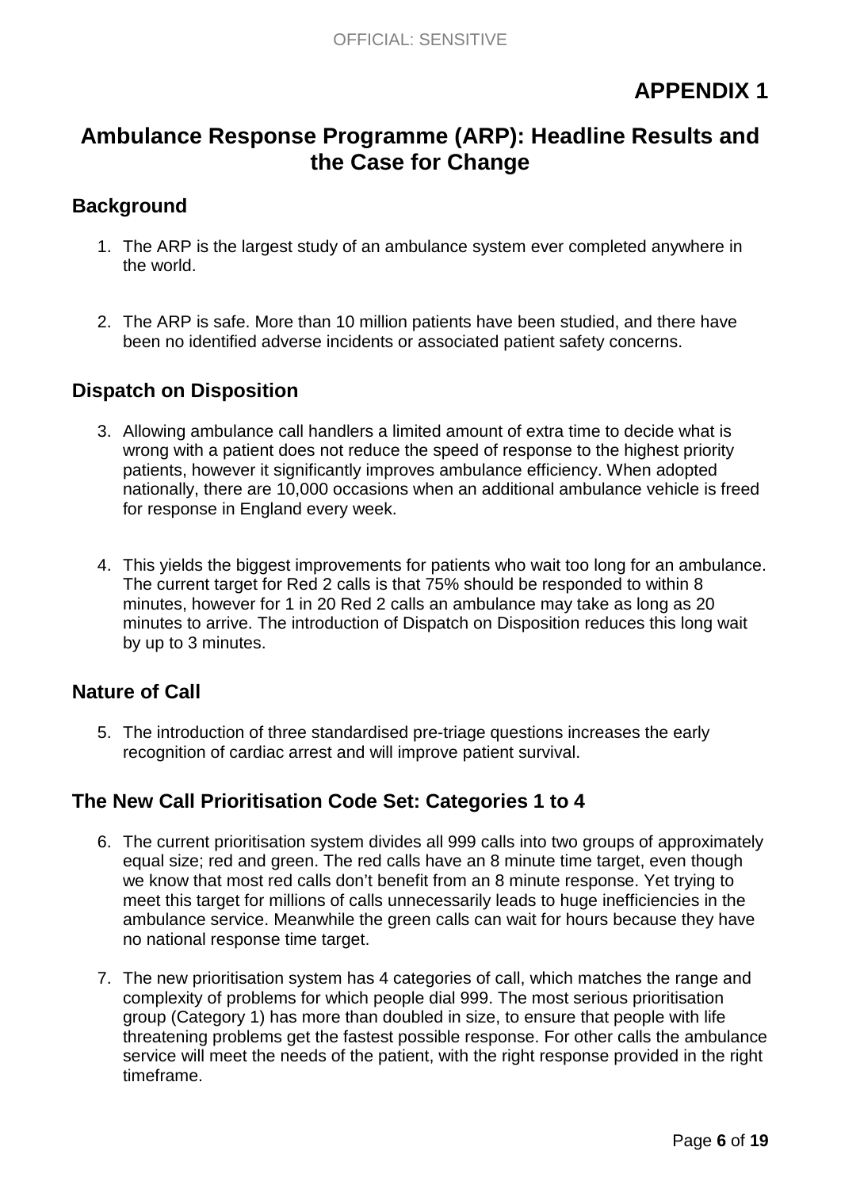# APPENDIX 1

## Ambulance Response Programme (ARP): Headline Results and the Case for Change

### Background

1. The ARP is the largest study of an ambulance system ever completed anywhere in the world.

2. The ARP is safe. More than 10 million patients have been studied, and there have been no identified adverse incidents or associated patient safety concerns.

### Dispatch on Disposition

3. Allowing ambulance call handlers a limited amount of extra time to decide what is wrong with a patient does not reduce the speed of response to the highest priority patients, however it significantly improves ambulance efficiency. When adopted nationally, there are 10,000 occasions when an additional ambulance vehicle is freed for response in England every week.

4. This yields the biggest improvements for patients who wait too long for an ambulance. The current target for Red 2 calls is that 75% should be responded to within 8 minutes, however for 1 in 20 Red 2 calls an ambulance may take as long as 20 minutes to arrive. The introduction of Dispatch on Disposition reduces this long wait by up to 3 minutes.

### Nature of Call

5. The introduction of three standardised pre-triage questions increases the early recognition of cardiac arrest and will improve patient survival.

### The New Call Prioritisation Code Set: Categories 1 to 4

6. The current prioritisation system divides all 999 calls into two groups of approximately equal size; red and green. The red calls have an 8 minute time target, even though we know that most red calls don't benefit from an 8 minute response. Yet trying to meet this target for millions of calls unnecessarily leads to huge inefficiencies in the ambulance service. Meanwhile the green calls can wait for hours because they have no national response time target.

7. The new prioritisation system has 4 categories of call, which matches the range and complexity of problems for which people dial 999. The most serious prioritisation group (Category 1) has more than doubled in size, to ensure that people with life threatening problems get the fastest possible response. For other calls the ambulance service will meet the needs of the patient, with the right response provided in the right timeframe.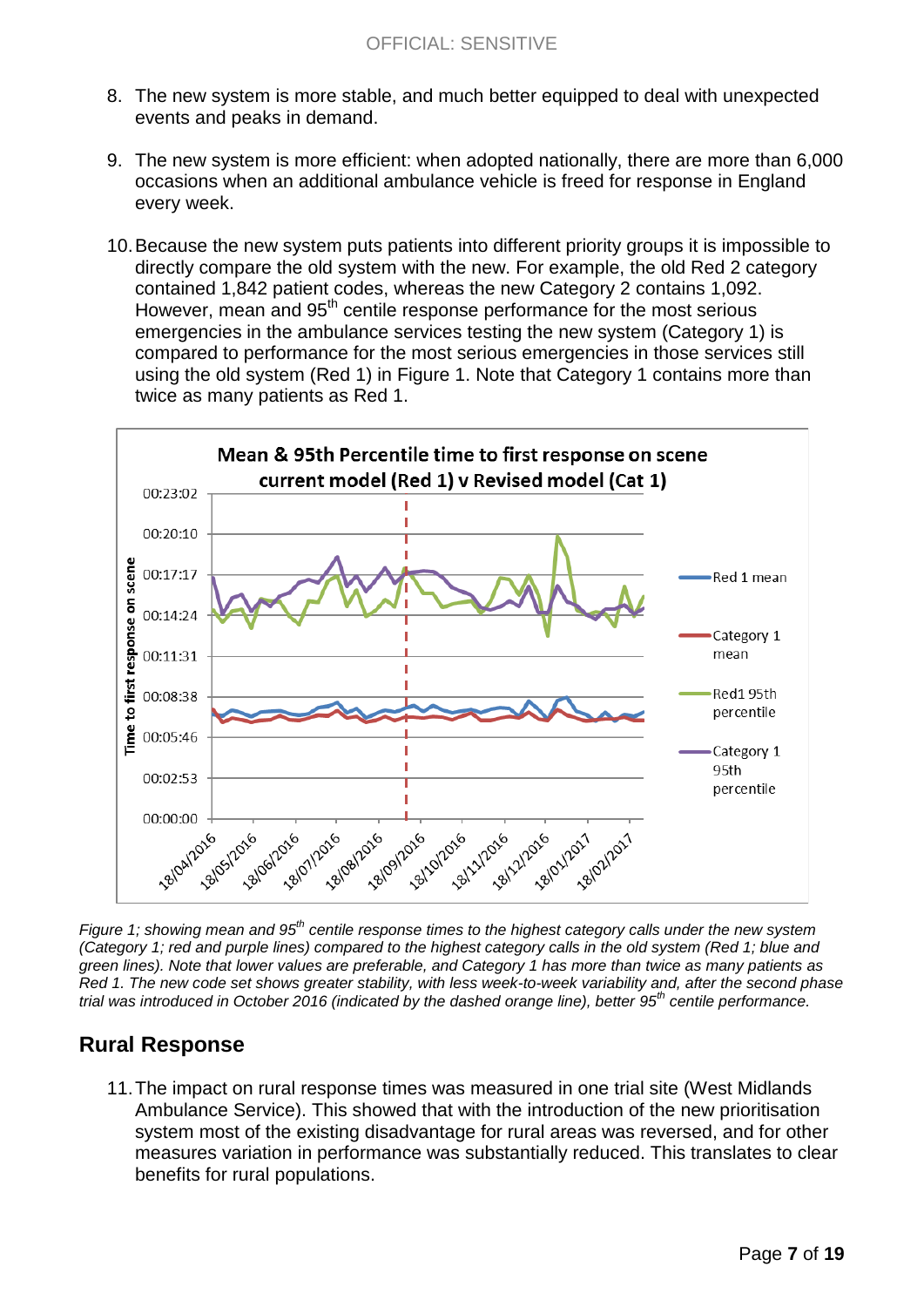8. The new system is more stable, and much better equipped to deal with unexpected events and peaks in demand.

9. The new system is more efficient: when adopted nationally, there are more than 6,000 occasions when an additional ambulance vehicle is freed for response in England every week.

10. Because the new system puts patients into different priority groups it is impossible to directly compare the old system with the new. For example, the old Red 2 category contained 1,842 patient codes, whereas the new Category 2 contains 1,092. However, mean and 95th centile response performance for the most serious emergencies in the ambulance services testing the new system (Category 1) is compared to performance for the most serious emergencies in those services still using the old system (Red 1) in Figure 1. Note that Category 1 contains more than twice as many patients as Red 1.

Mean & 95th Percentile time to first response on scene
current model (Red 1) v Revised model (Cat 1)

Time to first response on scene

00:23:02
00:20:10
00:17:17
00:14:24
00:11:31
00:08:38
00:05:46
00:02:53
00:00:00

18/04/2016
18/05/2016
18/06/2016
18/07/2016
18/08/2016
18/09/2016
18/10/2016
18/11/2016
18/12/2016
18/01/2017
18/02/2017

Red 1 mean
Category 1 mean
Red1 95th percentile
Category 1 95th percentile

*Figure 1; showing mean and 95th centile response times to the highest category calls under the new system (Category 1; red and purple lines) compared to the highest category calls in the old system (Red 1; blue and green lines). Note that lower values are preferable, and Category 1 has more than twice as many patients as Red 1. The new code set shows greater stability, with less week-to-week variability and, after the second phase trial was introduced in October 2016 (indicated by the dashed orange line), better 95th centile performance.*

## Rural Response

11. The impact on rural response times was measured in one trial site (West Midlands Ambulance Service). This showed that with the introduction of the new prioritisation system most of the existing disadvantage for rural areas was reversed, and for other measures variation in performance was substantially reduced. This translates to clear benefits for rural populations.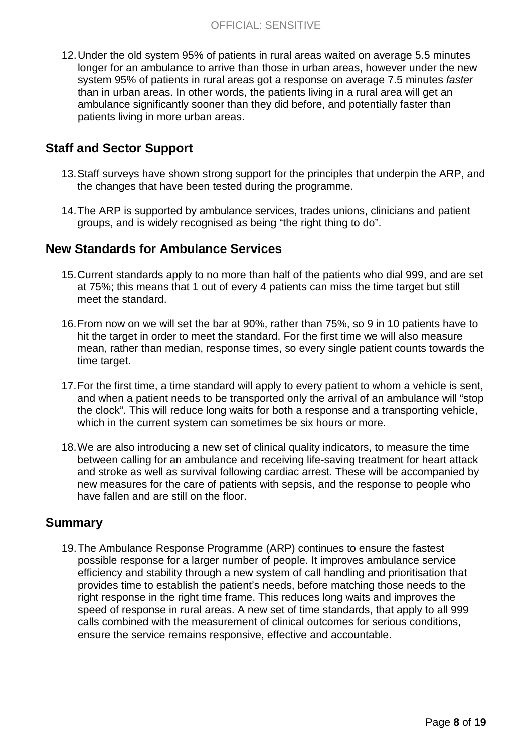12. Under the old system 95% of patients in rural areas waited on average 5.5 minutes longer for an ambulance to arrive than those in urban areas, however under the new system 95% of patients in rural areas got a response on average 7.5 minutes *faster* than in urban areas. In other words, the patients living in a rural area will get an ambulance significantly sooner than they did before, and potentially faster than patients living in more urban areas.

## Staff and Sector Support

13. Staff surveys have shown strong support for the principles that underpin the ARP, and the changes that have been tested during the programme.

14. The ARP is supported by ambulance services, trades unions, clinicians and patient groups, and is widely recognised as being "the right thing to do".

## New Standards for Ambulance Services

15. Current standards apply to no more than half of the patients who dial 999, and are set at 75%; this means that 1 out of every 4 patients can miss the time target but still meet the standard.

16. From now on we will set the bar at 90%, rather than 75%, so 9 in 10 patients have to hit the target in order to meet the standard. For the first time we will also measure mean, rather than median, response times, so every single patient counts towards the time target.

17. For the first time, a time standard will apply to every patient to whom a vehicle is sent, and when a patient needs to be transported only the arrival of an ambulance will "stop the clock". This will reduce long waits for both a response and a transporting vehicle, which in the current system can sometimes be six hours or more.

18. We are also introducing a new set of clinical quality indicators, to measure the time between calling for an ambulance and receiving life-saving treatment for heart attack and stroke as well as survival following cardiac arrest. These will be accompanied by new measures for the care of patients with sepsis, and the response to people who have fallen and are still on the floor.

## Summary

19. The Ambulance Response Programme (ARP) continues to ensure the fastest possible response for a larger number of people. It improves ambulance service efficiency and stability through a new system of call handling and prioritisation that provides time to establish the patient's needs, before matching those needs to the right response in the right time frame. This reduces long waits and improves the speed of response in rural areas. A new set of time standards, that apply to all 999 calls combined with the measurement of clinical outcomes for serious conditions, ensure the service remains responsive, effective and accountable.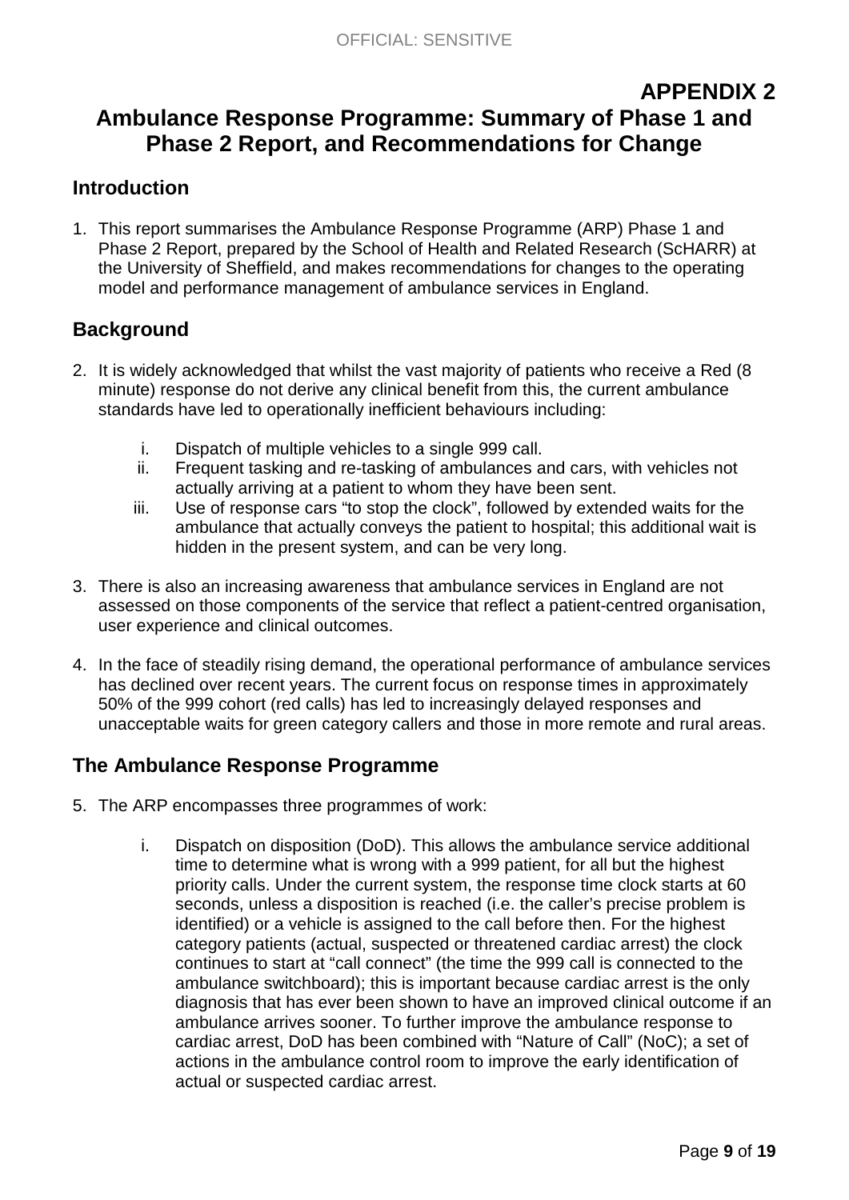# APPENDIX 2

# Ambulance Response Programme: Summary of Phase 1 and Phase 2 Report, and Recommendations for Change

## Introduction

1. This report summarises the Ambulance Response Programme (ARP) Phase 1 and Phase 2 Report, prepared by the School of Health and Related Research (ScHARR) at the University of Sheffield, and makes recommendations for changes to the operating model and performance management of ambulance services in England.

## Background

2. It is widely acknowledged that whilst the vast majority of patients who receive a Red (8 minute) response do not derive any clinical benefit from this, the current ambulance standards have led to operationally inefficient behaviours including:

    i. Dispatch of multiple vehicles to a single 999 call.
    ii. Frequent tasking and re-tasking of ambulances and cars, with vehicles not actually arriving at a patient to whom they have been sent.
    iii. Use of response cars "to stop the clock", followed by extended waits for the ambulance that actually conveys the patient to hospital; this additional wait is hidden in the present system, and can be very long.

3. There is also an increasing awareness that ambulance services in England are not assessed on those components of the service that reflect a patient-centred organisation, user experience and clinical outcomes.

4. In the face of steadily rising demand, the operational performance of ambulance services has declined over recent years. The current focus on response times in approximately 50% of the 999 cohort (red calls) has led to increasingly delayed responses and unacceptable waits for green category callers and those in more remote and rural areas.

## The Ambulance Response Programme

5. The ARP encompasses three programmes of work:

    i. Dispatch on disposition (DoD). This allows the ambulance service additional time to determine what is wrong with a 999 patient, for all but the highest priority calls. Under the current system, the response time clock starts at 60 seconds, unless a disposition is reached (i.e. the caller's precise problem is identified) or a vehicle is assigned to the call before then. For the highest category patients (actual, suspected or threatened cardiac arrest) the clock continues to start at "call connect" (the time the 999 call is connected to the ambulance switchboard); this is important because cardiac arrest is the only diagnosis that has ever been shown to have an improved clinical outcome if an ambulance arrives sooner. To further improve the ambulance response to cardiac arrest, DoD has been combined with "Nature of Call" (NoC); a set of actions in the ambulance control room to improve the early identification of actual or suspected cardiac arrest.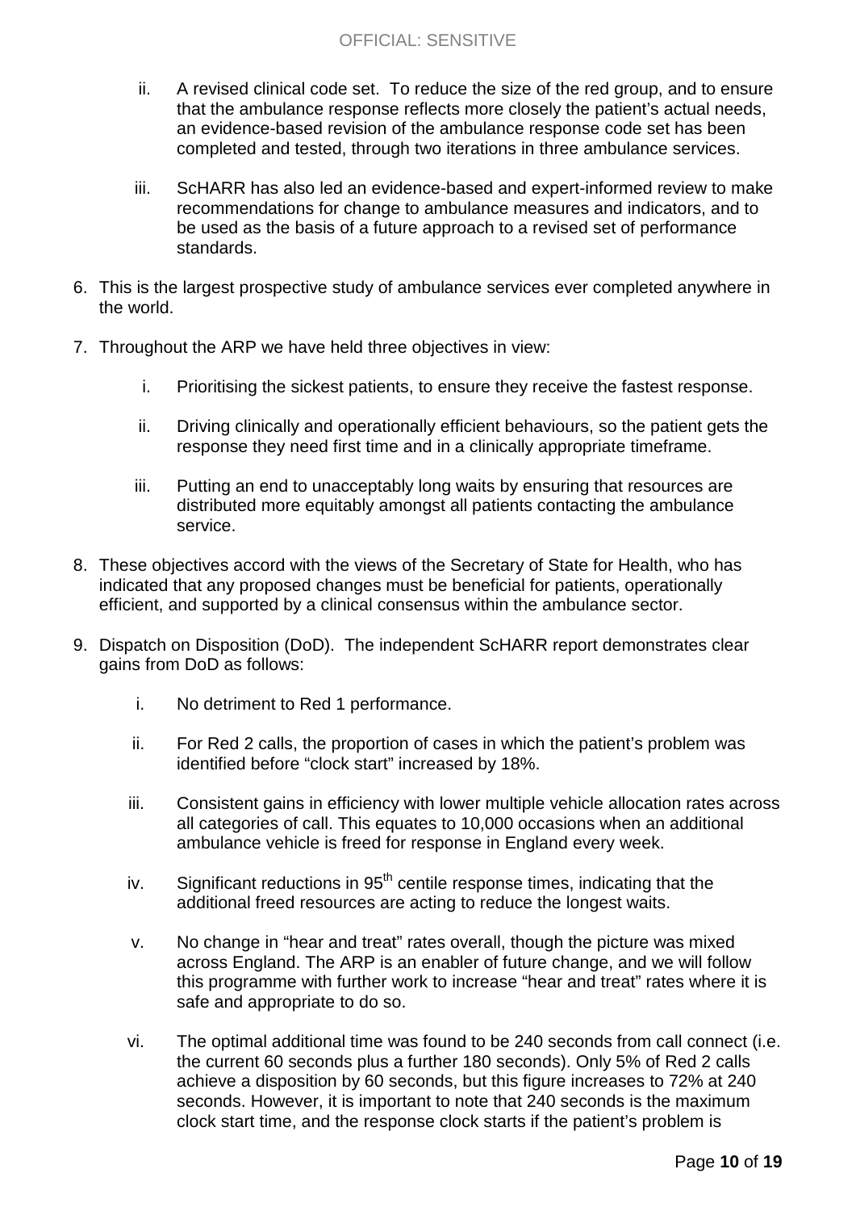ii. A revised clinical code set. To reduce the size of the red group, and to ensure that the ambulance response reflects more closely the patient's actual needs, an evidence-based revision of the ambulance response code set has been completed and tested, through two iterations in three ambulance services.

  iii. ScHARR has also led an evidence-based and expert-informed review to make recommendations for change to ambulance measures and indicators, and to be used as the basis of a future approach to a revised set of performance standards.

6. This is the largest prospective study of ambulance services ever completed anywhere in the world.

7. Throughout the ARP we have held three objectives in view:

   i. Prioritising the sickest patients, to ensure they receive the fastest response.

   ii. Driving clinically and operationally efficient behaviours, so the patient gets the response they need first time and in a clinically appropriate timeframe.

   iii. Putting an end to unacceptably long waits by ensuring that resources are distributed more equitably amongst all patients contacting the ambulance service.

8. These objectives accord with the views of the Secretary of State for Health, who has indicated that any proposed changes must be beneficial for patients, operationally efficient, and supported by a clinical consensus within the ambulance sector.

9. Dispatch on Disposition (DoD). The independent ScHARR report demonstrates clear gains from DoD as follows:

   i. No detriment to Red 1 performance.

   ii. For Red 2 calls, the proportion of cases in which the patient's problem was identified before "clock start" increased by 18%.

   iii. Consistent gains in efficiency with lower multiple vehicle allocation rates across all categories of call. This equates to 10,000 occasions when an additional ambulance vehicle is freed for response in England every week.

   iv. Significant reductions in 95$^{th}$ centile response times, indicating that the additional freed resources are acting to reduce the longest waits.

   v. No change in "hear and treat" rates overall, though the picture was mixed across England. The ARP is an enabler of future change, and we will follow this programme with further work to increase "hear and treat" rates where it is safe and appropriate to do so.

   vi. The optimal additional time was found to be 240 seconds from call connect (i.e. the current 60 seconds plus a further 180 seconds). Only 5% of Red 2 calls achieve a disposition by 60 seconds, but this figure increases to 72% at 240 seconds. However, it is important to note that 240 seconds is the maximum clock start time, and the response clock starts if the patient's problem is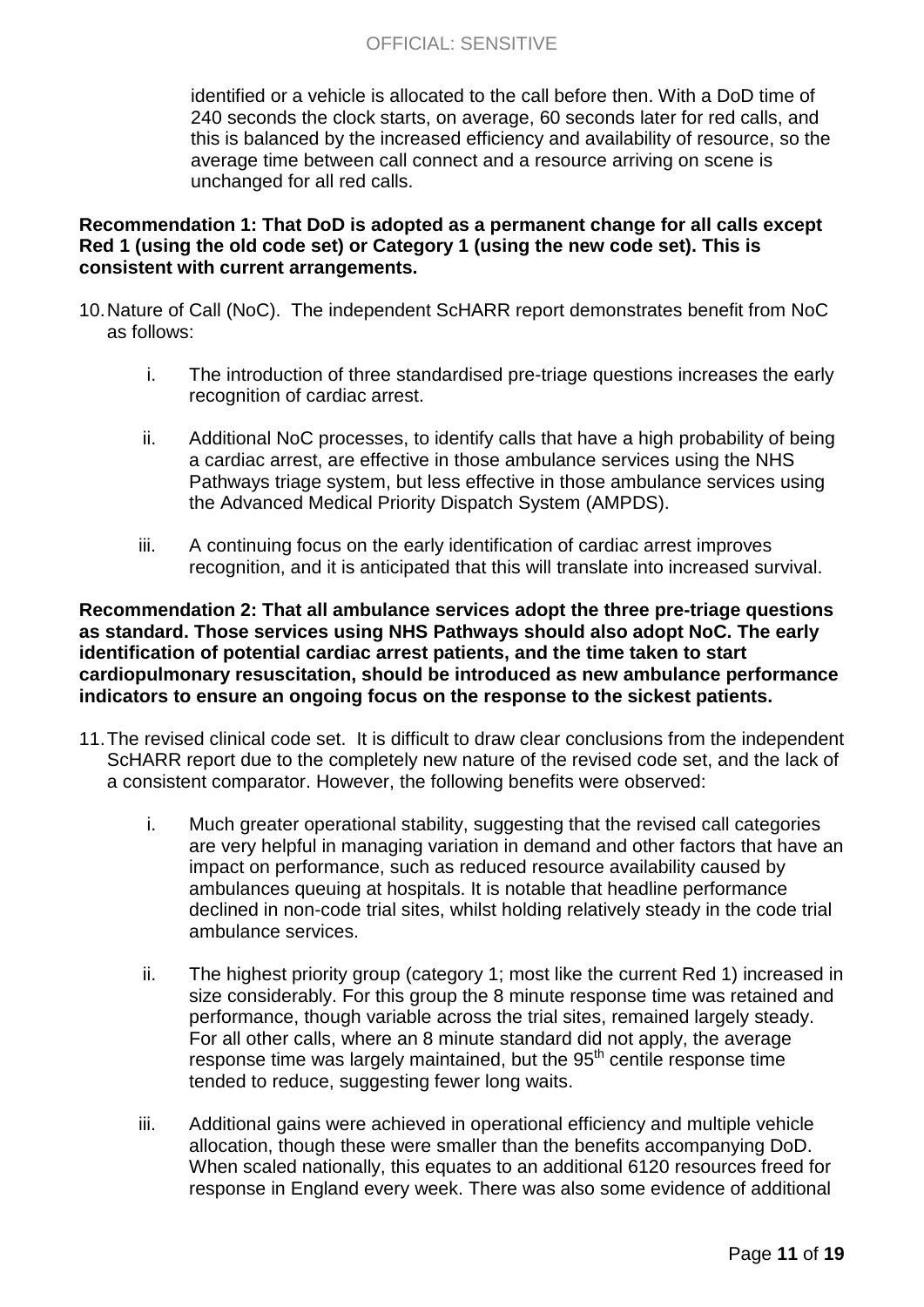identified or a vehicle is allocated to the call before then. With a DoD time of 240 seconds the clock starts, on average, 60 seconds later for red calls, and this is balanced by the increased efficiency and availability of resource, so the average time between call connect and a resource arriving on scene is unchanged for all red calls.

**Recommendation 1: That DoD is adopted as a permanent change for all calls except Red 1 (using the old code set) or Category 1 (using the new code set). This is consistent with current arrangements.**

10. Nature of Call (NoC). The independent ScHARR report demonstrates benefit from NoC as follows:

    i. The introduction of three standardised pre-triage questions increases the early recognition of cardiac arrest.

    ii. Additional NoC processes, to identify calls that have a high probability of being a cardiac arrest, are effective in those ambulance services using the NHS Pathways triage system, but less effective in those ambulance services using the Advanced Medical Priority Dispatch System (AMPDS).

    iii. A continuing focus on the early identification of cardiac arrest improves recognition, and it is anticipated that this will translate into increased survival.

**Recommendation 2: That all ambulance services adopt the three pre-triage questions as standard. Those services using NHS Pathways should also adopt NoC. The early identification of potential cardiac arrest patients, and the time taken to start cardiopulmonary resuscitation, should be introduced as new ambulance performance indicators to ensure an ongoing focus on the response to the sickest patients.**

11. The revised clinical code set. It is difficult to draw clear conclusions from the independent ScHARR report due to the completely new nature of the revised code set, and the lack of a consistent comparator. However, the following benefits were observed:

    i. Much greater operational stability, suggesting that the revised call categories are very helpful in managing variation in demand and other factors that have an impact on performance, such as reduced resource availability caused by ambulances queuing at hospitals. It is notable that headline performance declined in non-code trial sites, whilst holding relatively steady in the code trial ambulance services.

    ii. The highest priority group (category 1; most like the current Red 1) increased in size considerably. For this group the 8 minute response time was retained and performance, though variable across the trial sites, remained largely steady. For all other calls, where an 8 minute standard did not apply, the average response time was largely maintained, but the 95th centile response time tended to reduce, suggesting fewer long waits.

    iii. Additional gains were achieved in operational efficiency and multiple vehicle allocation, though these were smaller than the benefits accompanying DoD. When scaled nationally, this equates to an additional 6120 resources freed for response in England every week. There was also some evidence of additional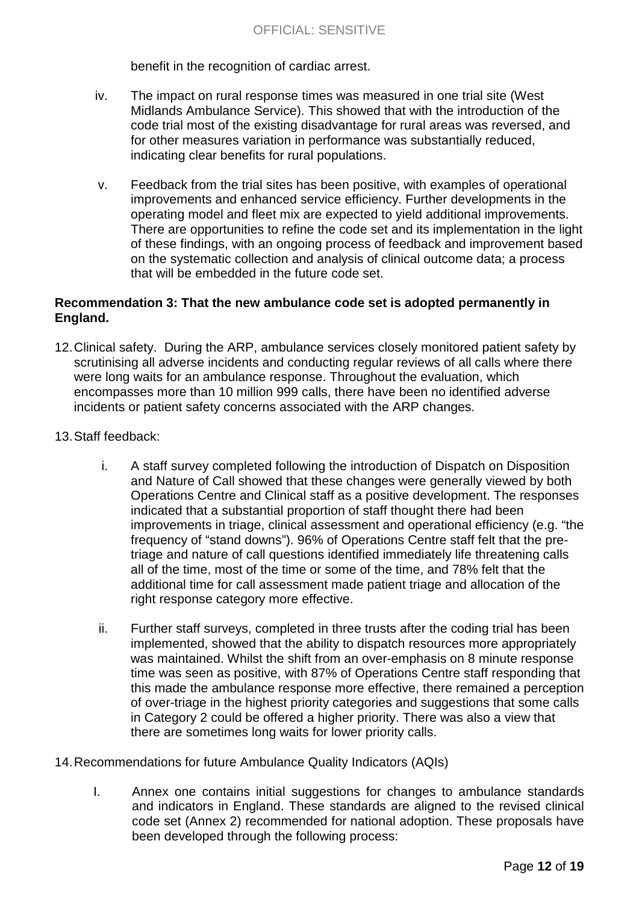benefit in the recognition of cardiac arrest.

iv. The impact on rural response times was measured in one trial site (West Midlands Ambulance Service). This showed that with the introduction of the code trial most of the existing disadvantage for rural areas was reversed, and for other measures variation in performance was substantially reduced, indicating clear benefits for rural populations.

v. Feedback from the trial sites has been positive, with examples of operational improvements and enhanced service efficiency. Further developments in the operating model and fleet mix are expected to yield additional improvements. There are opportunities to refine the code set and its implementation in the light of these findings, with an ongoing process of feedback and improvement based on the systematic collection and analysis of clinical outcome data; a process that will be embedded in the future code set.

**Recommendation 3: That the new ambulance code set is adopted permanently in England.**

12. Clinical safety. During the ARP, ambulance services closely monitored patient safety by scrutinising all adverse incidents and conducting regular reviews of all calls where there were long waits for an ambulance response. Throughout the evaluation, which encompasses more than 10 million 999 calls, there have been no identified adverse incidents or patient safety concerns associated with the ARP changes.

13. Staff feedback:

i. A staff survey completed following the introduction of Dispatch on Disposition and Nature of Call showed that these changes were generally viewed by both Operations Centre and Clinical staff as a positive development. The responses indicated that a substantial proportion of staff thought there had been improvements in triage, clinical assessment and operational efficiency (e.g. "the frequency of "stand downs"). 96% of Operations Centre staff felt that the pre-triage and nature of call questions identified immediately life threatening calls all of the time, most of the time or some of the time, and 78% felt that the additional time for call assessment made patient triage and allocation of the right response category more effective.

ii. Further staff surveys, completed in three trusts after the coding trial has been implemented, showed that the ability to dispatch resources more appropriately was maintained. Whilst the shift from an over-emphasis on 8 minute response time was seen as positive, with 87% of Operations Centre staff responding that this made the ambulance response more effective, there remained a perception of over-triage in the highest priority categories and suggestions that some calls in Category 2 could be offered a higher priority. There was also a view that there are sometimes long waits for lower priority calls.

14. Recommendations for future Ambulance Quality Indicators (AQIs)

I. Annex one contains initial suggestions for changes to ambulance standards and indicators in England. These standards are aligned to the revised clinical code set (Annex 2) recommended for national adoption. These proposals have been developed through the following process: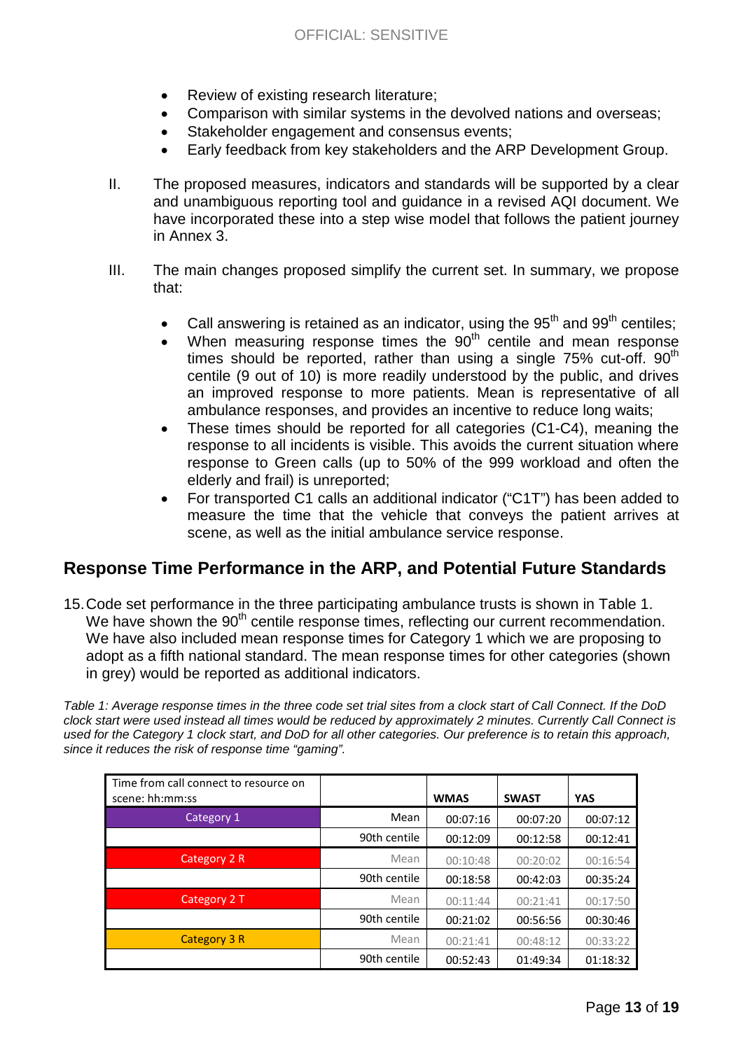- Review of existing research literature;
- Comparison with similar systems in the devolved nations and overseas;
- Stakeholder engagement and consensus events;
- Early feedback from key stakeholders and the ARP Development Group.

II. The proposed measures, indicators and standards will be supported by a clear and unambiguous reporting tool and guidance in a revised AQI document. We have incorporated these into a step wise model that follows the patient journey in Annex 3.

III. The main changes proposed simplify the current set. In summary, we propose that:

- Call answering is retained as an indicator, using the 95th and 99th centiles;
- When measuring response times the 90th centile and mean response times should be reported, rather than using a single 75% cut-off. 90th centile (9 out of 10) is more readily understood by the public, and drives an improved response to more patients. Mean is representative of all ambulance responses, and provides an incentive to reduce long waits;
- These times should be reported for all categories (C1-C4), meaning the response to all incidents is visible. This avoids the current situation where response to Green calls (up to 50% of the 999 workload and often the elderly and frail) is unreported;
- For transported C1 calls an additional indicator ("C1T") has been added to measure the time that the vehicle that conveys the patient arrives at scene, as well as the initial ambulance service response.

## Response Time Performance in the ARP, and Potential Future Standards

15. Code set performance in the three participating ambulance trusts is shown in Table 1. We have shown the 90th centile response times, reflecting our current recommendation. We have also included mean response times for Category 1 which we are proposing to adopt as a fifth national standard. The mean response times for other categories (shown in grey) would be reported as additional indicators.

*Table 1: Average response times in the three code set trial sites from a clock start of Call Connect. If the DoD clock start were used instead all times would be reduced by approximately 2 minutes. Currently Call Connect is used for the Category 1 clock start, and DoD for all other categories. Our preference is to retain this approach, since it reduces the risk of response time "gaming".*

| Time from call connect to resource on scene: hh:mm:ss | | WMAS | SWAST | YAS |
|---|---|---|---|---|
| Category 1 | Mean | 00:07:16 | 00:07:20 | 00:07:12 |
| | 90th centile | 00:12:09 | 00:12:58 | 00:12:41 |
| Category 2 R | Mean | 00:10:48 | 00:20:02 | 00:16:54 |
| | 90th centile | 00:18:58 | 00:42:03 | 00:35:24 |
| Category 2 T | Mean | 00:11:44 | 00:21:41 | 00:17:50 |
| | 90th centile | 00:21:02 | 00:56:56 | 00:30:46 |
| Category 3 R | Mean | 00:21:41 | 00:48:12 | 00:33:22 |
| | 90th centile | 00:52:43 | 01:49:34 | 01:18:32 |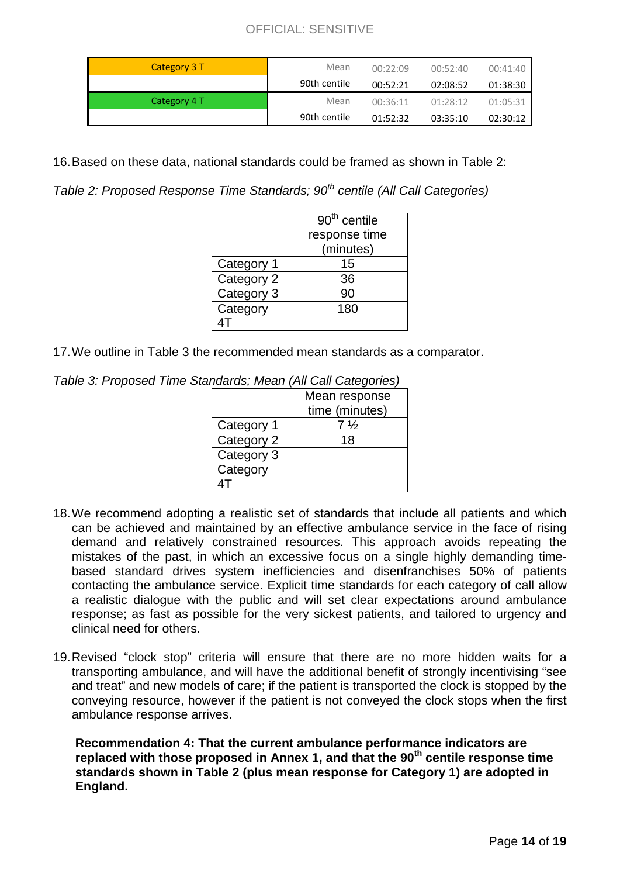| Category 3 T | Mean | 00:22:09 | 00:52:40 | 00:41:40 |
|---|---|---|---|---|
| | 90th centile | 00:52:21 | 02:08:52 | 01:38:30 |
| Category 4 T | Mean | 00:36:11 | 01:28:12 | 01:05:31 |
| | 90th centile | 01:52:32 | 03:35:10 | 02:30:12 |

16. Based on these data, national standards could be framed as shown in Table 2:

*Table 2: Proposed Response Time Standards; 90th centile (All Call Categories)*

| | 90th centile response time (minutes) |
|---|---|
| Category 1 | 15 |
| Category 2 | 36 |
| Category 3 | 90 |
| Category 4T | 180 |

17. We outline in Table 3 the recommended mean standards as a comparator.

*Table 3: Proposed Time Standards; Mean (All Call Categories)*

| | Mean response time (minutes) |
|---|---|
| Category 1 | 7 ½ |
| Category 2 | 18 |
| Category 3 | |
| Category 4T | |

18. We recommend adopting a realistic set of standards that include all patients and which can be achieved and maintained by an effective ambulance service in the face of rising demand and relatively constrained resources. This approach avoids repeating the mistakes of the past, in which an excessive focus on a single highly demanding time-based standard drives system inefficiencies and disenfranchises 50% of patients contacting the ambulance service. Explicit time standards for each category of call allow a realistic dialogue with the public and will set clear expectations around ambulance response; as fast as possible for the very sickest patients, and tailored to urgency and clinical need for others.

19. Revised "clock stop" criteria will ensure that there are no more hidden waits for a transporting ambulance, and will have the additional benefit of strongly incentivising "see and treat" and new models of care; if the patient is transported the clock is stopped by the conveying resource, however if the patient is not conveyed the clock stops when the first ambulance response arrives.

**Recommendation 4: That the current ambulance performance indicators are replaced with those proposed in Annex 1, and that the 90th centile response time standards shown in Table 2 (plus mean response for Category 1) are adopted in England.**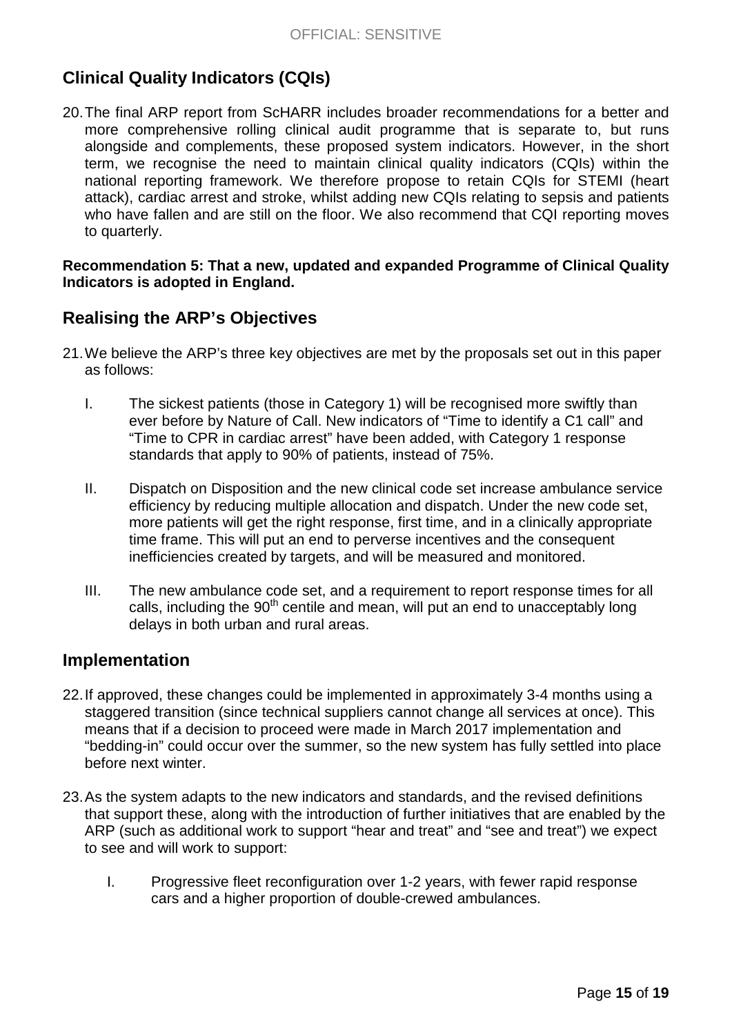## Clinical Quality Indicators (CQIs)

20. The final ARP report from ScHARR includes broader recommendations for a better and more comprehensive rolling clinical audit programme that is separate to, but runs alongside and complements, these proposed system indicators. However, in the short term, we recognise the need to maintain clinical quality indicators (CQIs) within the national reporting framework. We therefore propose to retain CQIs for STEMI (heart attack), cardiac arrest and stroke, whilst adding new CQIs relating to sepsis and patients who have fallen and are still on the floor. We also recommend that CQI reporting moves to quarterly.

**Recommendation 5: That a new, updated and expanded Programme of Clinical Quality Indicators is adopted in England.**

## Realising the ARP's Objectives

21. We believe the ARP's three key objectives are met by the proposals set out in this paper as follows:

    I. The sickest patients (those in Category 1) will be recognised more swiftly than ever before by Nature of Call. New indicators of "Time to identify a C1 call" and "Time to CPR in cardiac arrest" have been added, with Category 1 response standards that apply to 90% of patients, instead of 75%.

    II. Dispatch on Disposition and the new clinical code set increase ambulance service efficiency by reducing multiple allocation and dispatch. Under the new code set, more patients will get the right response, first time, and in a clinically appropriate time frame. This will put an end to perverse incentives and the consequent inefficiencies created by targets, and will be measured and monitored.

    III. The new ambulance code set, and a requirement to report response times for all calls, including the $90^{th}$ centile and mean, will put an end to unacceptably long delays in both urban and rural areas.

## Implementation

22. If approved, these changes could be implemented in approximately 3-4 months using a staggered transition (since technical suppliers cannot change all services at once). This means that if a decision to proceed were made in March 2017 implementation and "bedding-in" could occur over the summer, so the new system has fully settled into place before next winter.

23. As the system adapts to the new indicators and standards, and the revised definitions that support these, along with the introduction of further initiatives that are enabled by the ARP (such as additional work to support "hear and treat" and "see and treat") we expect to see and will work to support:

    I. Progressive fleet reconfiguration over 1-2 years, with fewer rapid response cars and a higher proportion of double-crewed ambulances.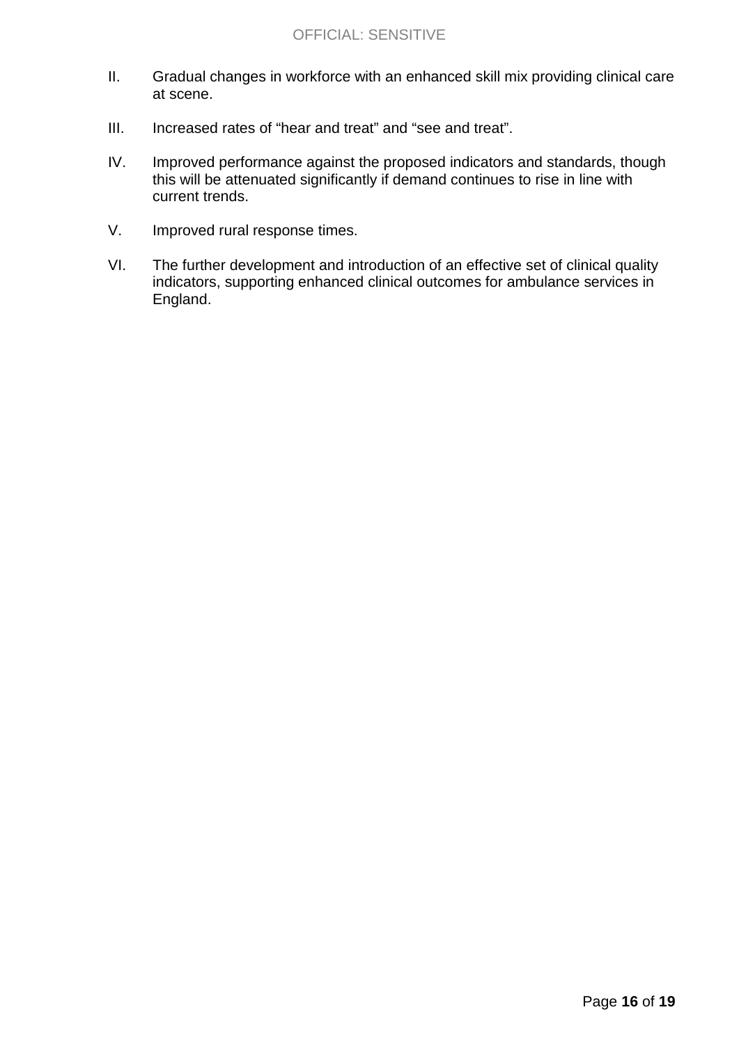II. Gradual changes in workforce with an enhanced skill mix providing clinical care at scene.

III. Increased rates of “hear and treat” and “see and treat”.

IV. Improved performance against the proposed indicators and standards, though this will be attenuated significantly if demand continues to rise in line with current trends.

V. Improved rural response times.

VI. The further development and introduction of an effective set of clinical quality indicators, supporting enhanced clinical outcomes for ambulance services in England.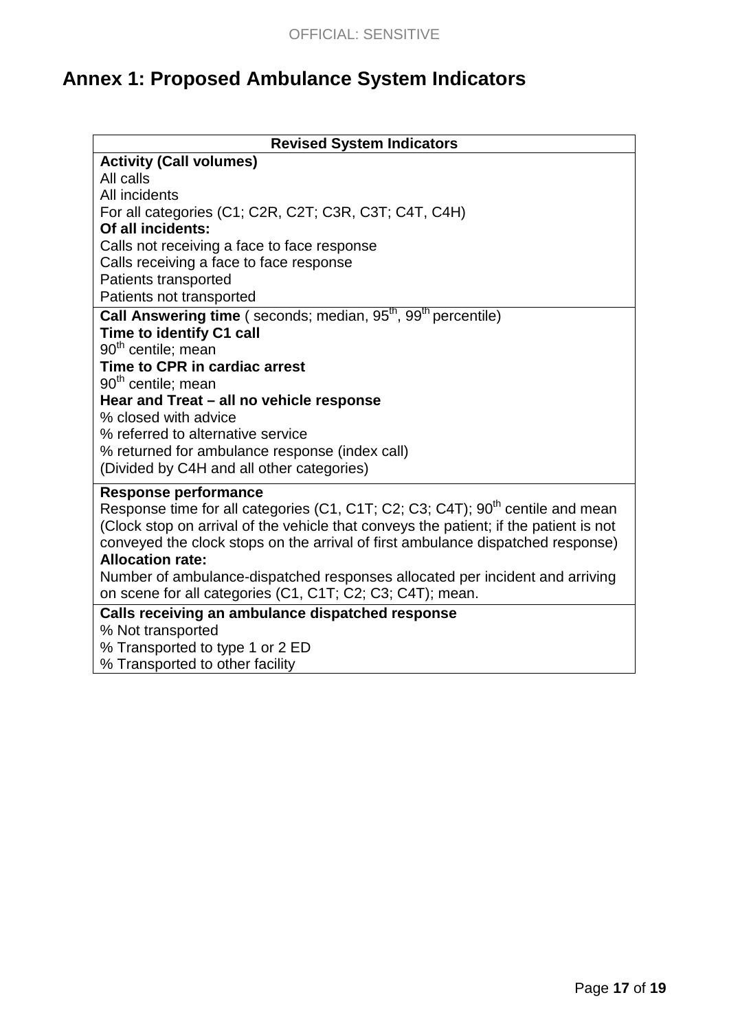# Annex 1: Proposed Ambulance System Indicators

| Revised System Indicators |
|---|
| **Activity (Call volumes)**<br>All calls<br>All incidents<br>For all categories (C1; C2R, C2T; C3R, C3T; C4T, C4H)<br>**Of all incidents:**<br>Calls not receiving a face to face response<br>Calls receiving a face to face response<br>Patients transported<br>Patients not transported |
| **Call Answering time** ( seconds; median, 95th, 99th percentile)<br>**Time to identify C1 call**<br>90th centile; mean<br>**Time to CPR in cardiac arrest**<br>90th centile; mean<br>**Hear and Treat – all no vehicle response**<br>% closed with advice<br>% referred to alternative service<br>% returned for ambulance response (index call)<br>(Divided by C4H and all other categories) |
| **Response performance**<br>Response time for all categories (C1, C1T; C2; C3; C4T); 90th centile and mean (Clock stop on arrival of the vehicle that conveys the patient; if the patient is not conveyed the clock stops on the arrival of first ambulance dispatched response)<br>**Allocation rate:**<br>Number of ambulance-dispatched responses allocated per incident and arriving on scene for all categories (C1, C1T; C2; C3; C4T); mean. |
| **Calls receiving an ambulance dispatched response**<br>% Not transported<br>% Transported to type 1 or 2 ED<br>% Transported to other facility |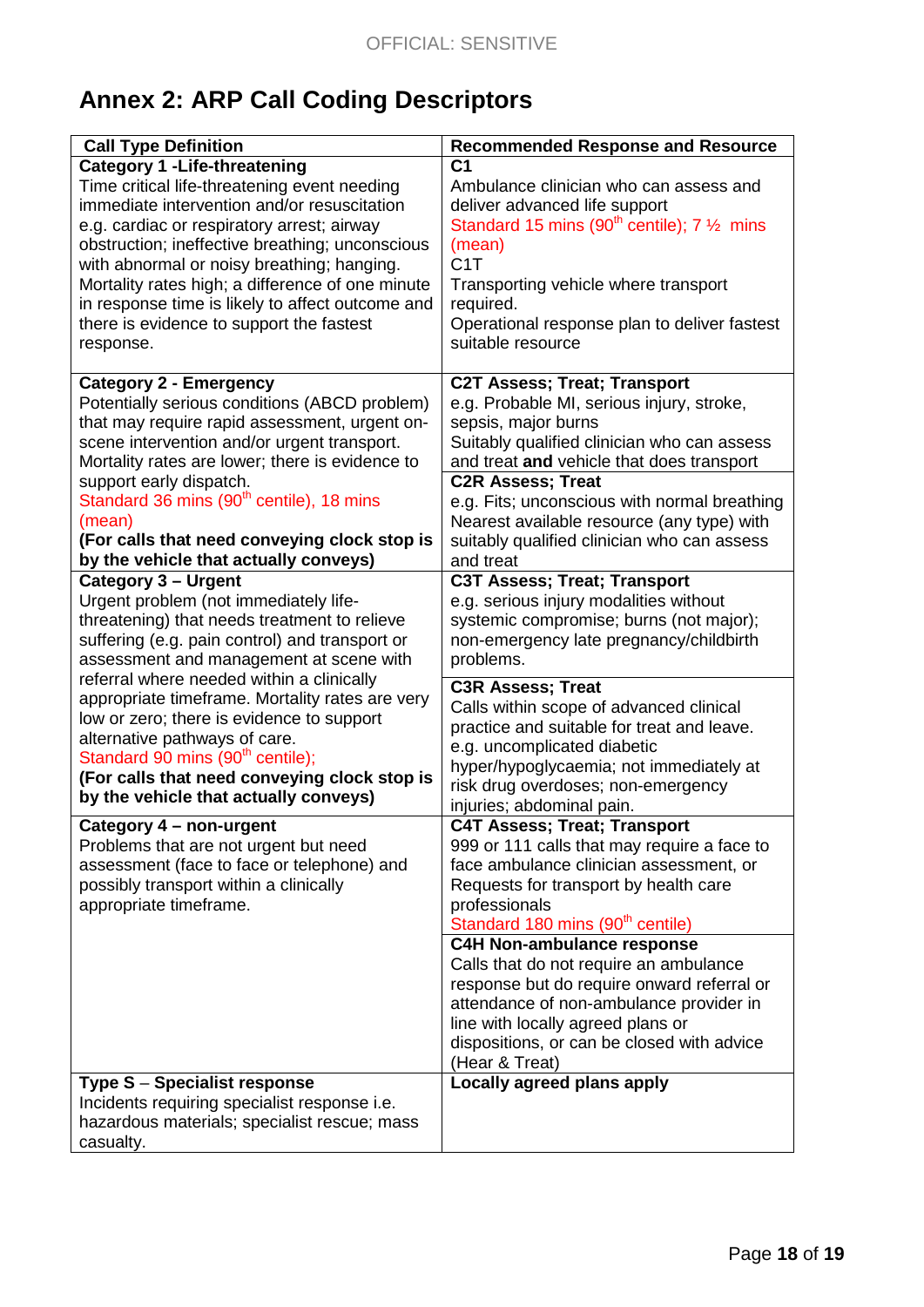# Annex 2: ARP Call Coding Descriptors

| Call Type Definition | Recommended Response and Resource |
|---|---|
| **Category 1 -Life-threatening**<br>Time critical life-threatening event needing immediate intervention and/or resuscitation e.g. cardiac or respiratory arrest; airway obstruction; ineffective breathing; unconscious with abnormal or noisy breathing; hanging. Mortality rates high; a difference of one minute in response time is likely to affect outcome and there is evidence to support the fastest response. | **C1**<br>Ambulance clinician who can assess and deliver advanced life support<br>Standard 15 mins (90th centile); 7 ½ mins (mean)<br>C1T<br>Transporting vehicle where transport required.<br>Operational response plan to deliver fastest suitable resource |
| **Category 2 - Emergency**<br>Potentially serious conditions (ABCD problem) that may require rapid assessment, urgent on-scene intervention and/or urgent transport. Mortality rates are lower; there is evidence to support early dispatch.<br>Standard 36 mins (90th centile), 18 mins (mean)<br>**(For calls that need conveying clock stop is by the vehicle that actually conveys)** | **C2T Assess; Treat; Transport**<br>e.g. Probable MI, serious injury, stroke, sepsis, major burns<br>Suitably qualified clinician who can assess and treat **and** vehicle that does transport<br>**C2R Assess; Treat**<br>e.g. Fits; unconscious with normal breathing<br>Nearest available resource (any type) with suitably qualified clinician who can assess and treat |
| **Category 3 – Urgent**<br>Urgent problem (not immediately life-threatening) that needs treatment to relieve suffering (e.g. pain control) and transport or assessment and management at scene with referral where needed within a clinically appropriate timeframe. Mortality rates are very low or zero; there is evidence to support alternative pathways of care.<br>Standard 90 mins (90th centile);<br>**(For calls that need conveying clock stop is by the vehicle that actually conveys)** | **C3T Assess; Treat; Transport**<br>e.g. serious injury modalities without systemic compromise; burns (not major); non-emergency late pregnancy/childbirth problems.<br>**C3R Assess; Treat**<br>Calls within scope of advanced clinical practice and suitable for treat and leave. e.g. uncomplicated diabetic hyper/hypoglycaemia; not immediately at risk drug overdoses; non-emergency injuries; abdominal pain. |
| **Category 4 – non-urgent**<br>Problems that are not urgent but need assessment (face to face or telephone) and possibly transport within a clinically appropriate timeframe. | **C4T Assess; Treat; Transport**<br>999 or 111 calls that may require a face to face ambulance clinician assessment, or Requests for transport by health care professionals<br>Standard 180 mins (90th centile)<br>**C4H Non-ambulance response**<br>Calls that do not require an ambulance response but do require onward referral or attendance of non-ambulance provider in line with locally agreed plans or dispositions, or can be closed with advice (Hear & Treat) |
| **Type S – Specialist response**<br>Incidents requiring specialist response i.e. hazardous materials; specialist rescue; mass casualty. | **Locally agreed plans apply** |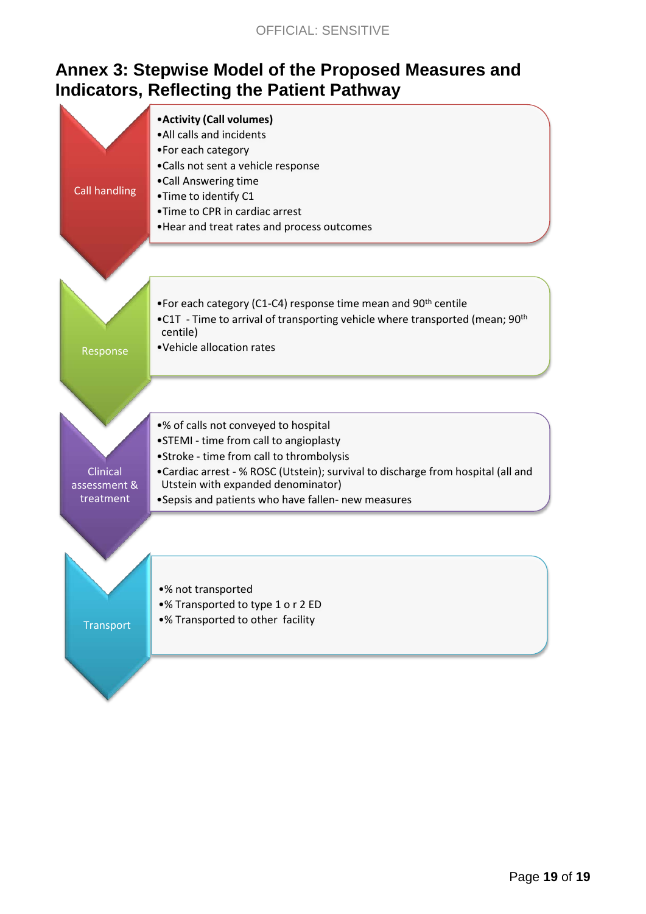# Annex 3: Stepwise Model of the Proposed Measures and Indicators, Reflecting the Patient Pathway

**Call handling**

- **Activity (Call volumes)**
- All calls and incidents
- For each category
- Calls not sent a vehicle response
- Call Answering time
- Time to identify C1
- Time to CPR in cardiac arrest
- Hear and treat rates and process outcomes

**Response**

- For each category (C1-C4) response time mean and 90th centile
- C1T - Time to arrival of transporting vehicle where transported (mean; 90th centile)
- Vehicle allocation rates

**Clinical assessment & treatment**

- % of calls not conveyed to hospital
- STEMI - time from call to angioplasty
- Stroke - time from call to thrombolysis
- Cardiac arrest - % ROSC (Utstein); survival to discharge from hospital (all and Utstein with expanded denominator)
- Sepsis and patients who have fallen- new measures

**Transport**

- % not transported
- % Transported to type 1 o r 2 ED
- % Transported to other facility